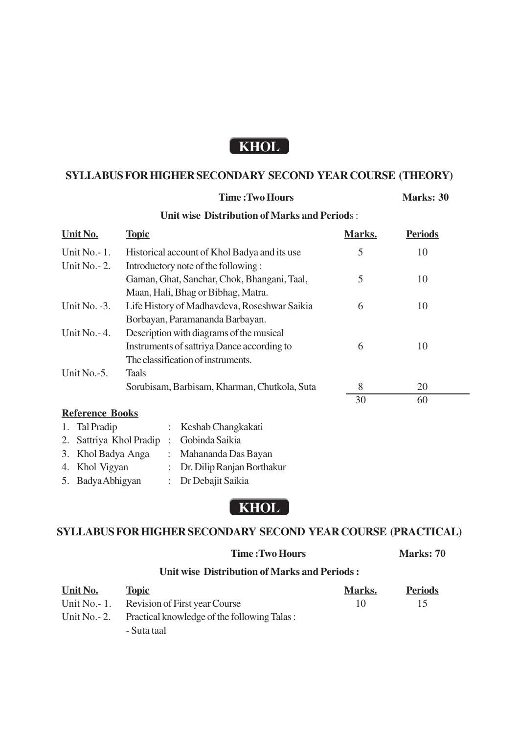# KHOL

## SYLLABUS FOR HIGHER SECONDARY SECOND YEAR COURSE (THEORY)

**Time :Two Hours** **Marks: 30**

**Unit wise Distribution of Marks and Periods :**

| Unit No. | Topic | Marks. | Periods |
|---|---|---|---|
| Unit No.- 1. | Historical account of Khol Badya and its use | 5 | 10 |
| Unit No.- 2. | Introductory note of the following : Gaman, Ghat, Sanchar, Chok, Bhangani, Taal, Maan, Hali, Bhag or Bibhag, Matra. | 5 | 10 |
| Unit No. -3. | Life History of Madhavdeva, Roseshwar Saikia Borbayan, Paramananda Barbayan. | 6 | 10 |
| Unit No.- 4. | Description with diagrams of the musical Instruments of sattriya Dance according to The classification of instruments. | 6 | 10 |
| Unit No.-5. | Taals Sorubisam, Barbisam, Kharman, Chutkola, Suta | 8 | 20 |
| | | 30 | 60 |

**Reference Books**

1. Tal Pradip : Keshab Changkakati
2. Sattriya Khol Pradip : Gobinda Saikia
3. Khol Badya Anga : Mahananda Das Bayan
4. Khol Vigyan : Dr. Dilip Ranjan Borthakur
5. Badya Abhigyan : Dr Debajit Saikia

# KHOL

## SYLLABUS FOR HIGHER SECONDARY SECOND YEAR COURSE (PRACTICAL)

**Time :Two Hours** **Marks: 70**

**Unit wise Distribution of Marks and Periods :**

| Unit No. | Topic | Marks. | Periods |
|---|---|---|---|
| Unit No.- 1. | Revision of First year Course | 10 | 15 |
| Unit No.- 2. | Practical knowledge of the following Talas : - Suta taal | | |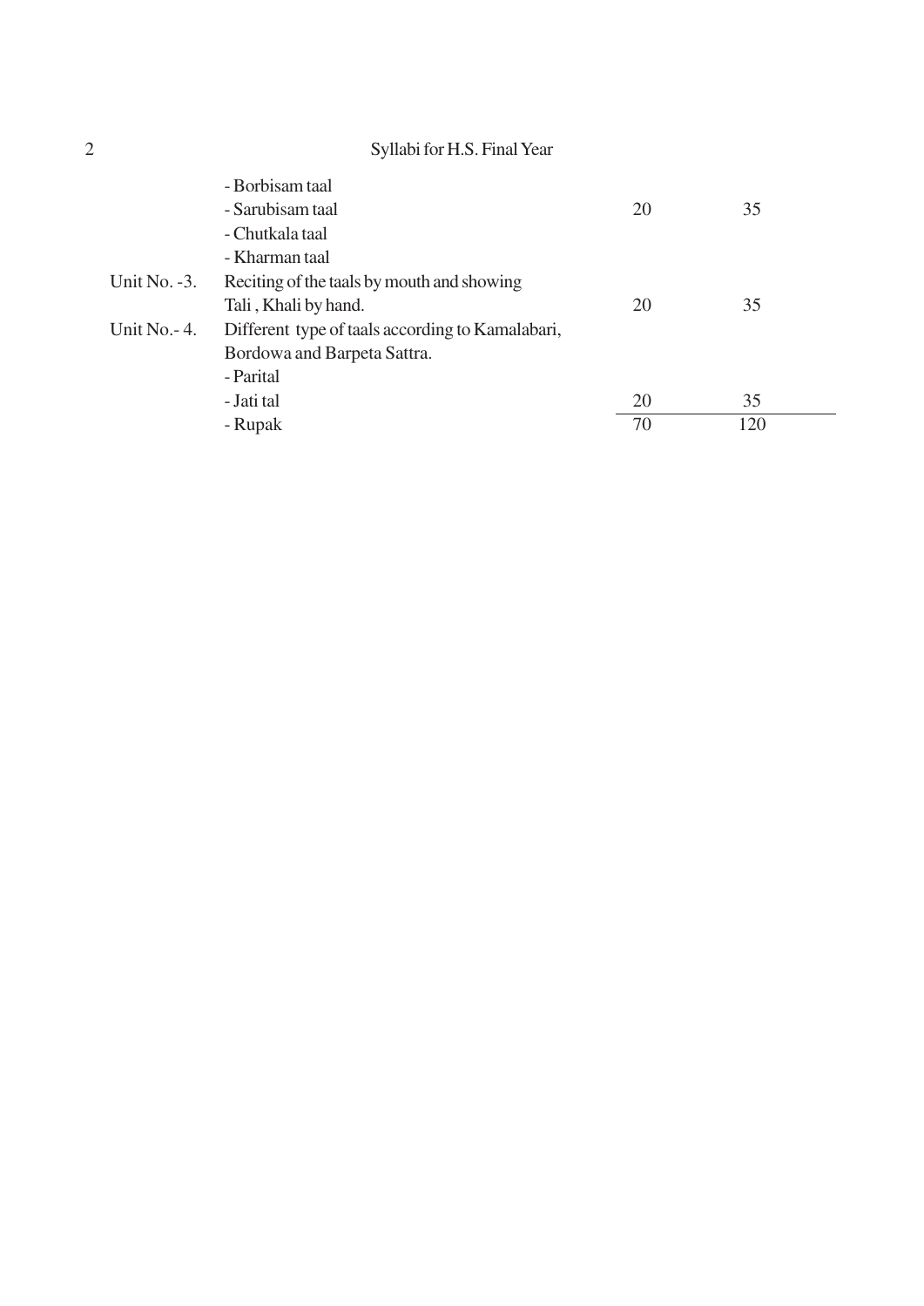| | | | |
|---|---|---|---|
| | - Borbisam taal<br>- Sarubisam taal<br>- Chutkala taal<br>- Kharman taal | 20 | 35 |
| Unit No. -3. | Reciting of the taals by mouth and showing Tali , Khali by hand. | 20 | 35 |
| Unit No.- 4. | Different type of taals according to Kamalabari, Bordowa and Barpeta Sattra.<br>- Parital<br>- Jati tal<br>- Rupak | 20 | 35 |
| | | 70 | 120 |